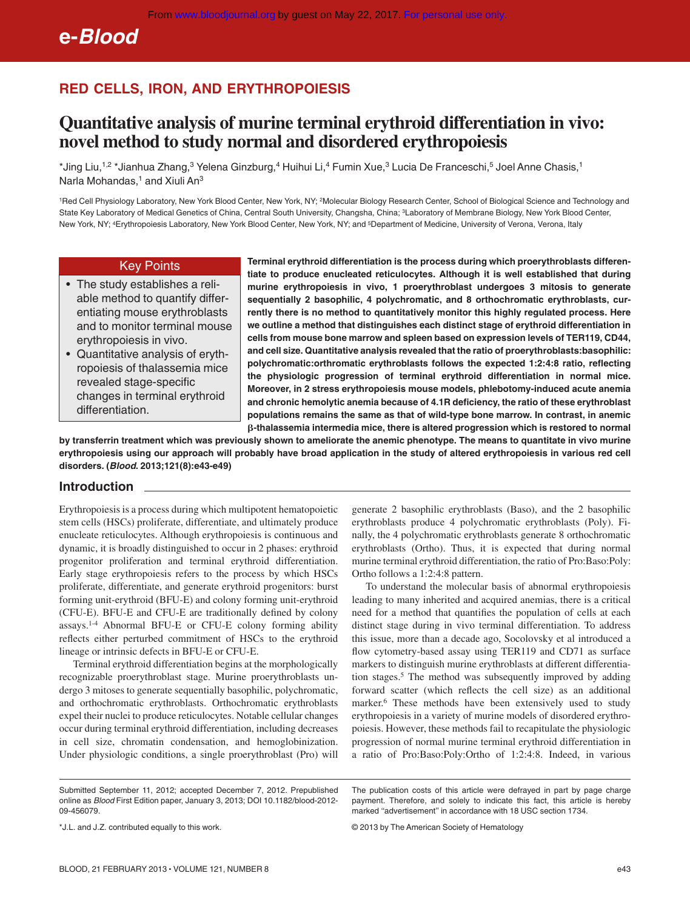# RED CELLS, IRON, AND ERYTHROPOIESIS

# Quantitative analysis of murine terminal erythroid differentiation in vivo: novel method to study normal and disordered erythropoiesis

*Jing Liu,[1,2] *Jianhua Zhang,[3] Yelena Ginzburg,[4] Huihui Li,[4] Fumin Xue,[3] Lucia De Franceschi,[5] Joel Anne Chasis,[1] Narla Mohandas,[1] and Xiuli An[3]

[1]Red Cell Physiology Laboratory, New York Blood Center, New York, NY; [2]Molecular Biology Research Center, School of Biological Science and Technology and State Key Laboratory of Medical Genetics of China, Central South University, Changsha, China; [3]Laboratory of Membrane Biology, New York Blood Center, New York, NY; [4]Erythropoiesis Laboratory, New York Blood Center, New York, NY; and [5]Department of Medicine, University of Verona, Verona, Italy

## Key Points

- The study establishes a reliable method to quantify differentiating mouse erythroblasts and to monitor terminal mouse erythropoiesis in vivo.
- Quantitative analysis of erythropoiesis of thalassemia mice revealed stage-specific changes in terminal erythroid differentiation.

**Terminal erythroid differentiation is the process during which proerythroblasts differentiate to produce enucleated reticulocytes. Although it is well established that during murine erythropoiesis in vivo, 1 proerythroblast undergoes 3 mitosis to generate sequentially 2 basophilic, 4 polychromatic, and 8 orthochromatic erythroblasts, currently there is no method to quantitatively monitor this highly regulated process. Here we outline a method that distinguishes each distinct stage of erythroid differentiation in cells from mouse bone marrow and spleen based on expression levels of TER119, CD44, and cell size. Quantitative analysis revealed that the ratio of proerythroblasts:basophilic: polychromatic:orthromatic erythroblasts follows the expected 1:2:4:8 ratio, reflecting the physiologic progression of terminal erythroid differentiation in normal mice. Moreover, in 2 stress erythropoiesis mouse models, phlebotomy-induced acute anemia and chronic hemolytic anemia because of 4.1R deficiency, the ratio of these erythroblast populations remains the same as that of wild-type bone marrow. In contrast, in anemic β-thalassemia intermedia mice, there is altered progression which is restored to normal by transferrin treatment which was previously shown to ameliorate the anemic phenotype. The means to quantitate in vivo murine erythropoiesis using our approach will probably have broad application in the study of altered erythropoiesis in various red cell disorders. (*Blood.* 2013;121(8):e43-e49)**

## Introduction

Erythropoiesis is a process during which multipotent hematopoietic stem cells (HSCs) proliferate, differentiate, and ultimately produce enucleate reticulocytes. Although erythropoiesis is continuous and dynamic, it is broadly distinguished to occur in 2 phases: erythroid progenitor proliferation and terminal erythroid differentiation. Early stage erythropoiesis refers to the process by which HSCs proliferate, differentiate, and generate erythroid progenitors: burst forming unit-erythroid (BFU-E) and colony forming unit-erythroid (CFU-E). BFU-E and CFU-E are traditionally defined by colony assays.[1-4] Abnormal BFU-E or CFU-E colony forming ability reflects either perturbed commitment of HSCs to the erythroid lineage or intrinsic defects in BFU-E or CFU-E.

Terminal erythroid differentiation begins at the morphologically recognizable proerythroblast stage. Murine proerythroblasts undergo 3 mitoses to generate sequentially basophilic, polychromatic, and orthochromatic erythroblasts. Orthochromatic erythroblasts expel their nuclei to produce reticulocytes. Notable cellular changes occur during terminal erythroid differentiation, including decreases in cell size, chromatin condensation, and hemoglobinization. Under physiologic conditions, a single proerythroblast (Pro) will generate 2 basophilic erythroblasts (Baso), and the 2 basophilic erythroblasts produce 4 polychromatic erythroblasts (Poly). Finally, the 4 polychromatic erythroblasts generate 8 orthochromatic erythroblasts (Ortho). Thus, it is expected that during normal murine terminal erythroid differentiation, the ratio of Pro:Baso:Poly:Ortho follows a 1:2:4:8 pattern.

To understand the molecular basis of abnormal erythropoiesis leading to many inherited and acquired anemias, there is a critical need for a method that quantifies the population of cells at each distinct stage during in vivo terminal differentiation. To address this issue, more than a decade ago, Socolovsky et al introduced a flow cytometry-based assay using TER119 and CD71 as surface markers to distinguish murine erythroblasts at different differentiation stages.[5] The method was subsequently improved by adding forward scatter (which reflects the cell size) as an additional marker.[6] These methods have been extensively used to study erythropoiesis in a variety of murine models of disordered erythropoiesis. However, these methods fail to recapitulate the physiologic progression of normal murine terminal erythroid differentiation in a ratio of Pro:Baso:Poly:Ortho of 1:2:4:8. Indeed, in various

Submitted September 11, 2012; accepted December 7, 2012. Prepublished online as *Blood* First Edition paper, January 3, 2013; DOI 10.1182/blood-2012-09-456079.

*J.L. and J.Z. contributed equally to this work.

The publication costs of this article were defrayed in part by page charge payment. Therefore, and solely to indicate this fact, this article is hereby marked "advertisement" in accordance with 18 USC section 1734.

© 2013 by The American Society of Hematology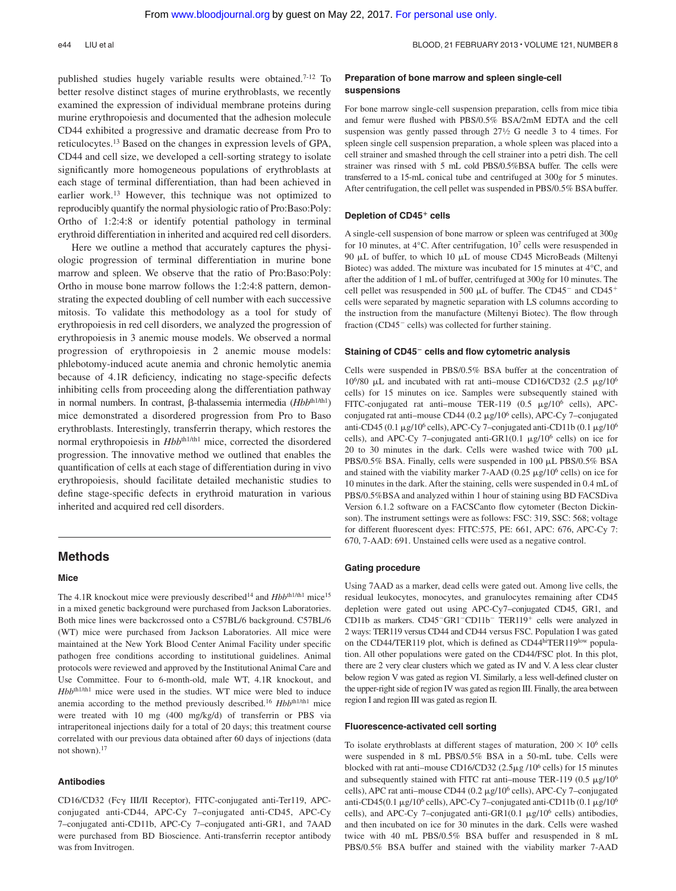published studies hugely variable results were obtained.[7-12] To better resolve distinct stages of murine erythroblasts, we recently examined the expression of individual membrane proteins during murine erythropoiesis and documented that the adhesion molecule CD44 exhibited a progressive and dramatic decrease from Pro to reticulocytes.[13] Based on the changes in expression levels of GPA, CD44 and cell size, we developed a cell-sorting strategy to isolate significantly more homogeneous populations of erythroblasts at each stage of terminal differentiation, than had been achieved in earlier work.[13] However, this technique was not optimized to reproducibly quantify the normal physiologic ratio of Pro:Baso:Poly: Ortho of 1:2:4:8 or identify potential pathology in terminal erythroid differentiation in inherited and acquired red cell disorders.

Here we outline a method that accurately captures the physiologic progression of terminal differentiation in murine bone marrow and spleen. We observe that the ratio of Pro:Baso:Poly: Ortho in mouse bone marrow follows the 1:2:4:8 pattern, demonstrating the expected doubling of cell number with each successive mitosis. To validate this methodology as a tool for study of erythropoiesis in red cell disorders, we analyzed the progression of erythropoiesis in 3 anemic mouse models. We observed a normal progression of erythropoiesis in 2 anemic mouse models: phlebotomy-induced acute anemia and chronic hemolytic anemia because of 4.1R deficiency, indicating no stage-specific defects inhibiting cells from proceeding along the differentiation pathway in normal numbers. In contrast, β-thalassemia intermedia (*Hbb*$^{th1/th1}$) mice demonstrated a disordered progression from Pro to Baso erythroblasts. Interestingly, transferrin therapy, which restores the normal erythropoiesis in *Hbb*$^{th1/th1}$ mice, corrected the disordered progression. The innovative method we outlined that enables the quantification of cells at each stage of differentiation during in vivo erythropoiesis, should facilitate detailed mechanistic studies to define stage-specific defects in erythroid maturation in various inherited and acquired red cell disorders.

## Methods

### Mice

The 4.1R knockout mice were previously described[14] and *Hbb*$^{th1/th1}$ mice[15] in a mixed genetic background were purchased from Jackson Laboratories. Both mice lines were backcrossed onto a C57BL/6 background. C57BL/6 (WT) mice were purchased from Jackson Laboratories. All mice were maintained at the New York Blood Center Animal Facility under specific pathogen free conditions according to institutional guidelines. Animal protocols were reviewed and approved by the Institutional Animal Care and Use Committee. Four to 6-month-old, male WT, 4.1R knockout, and *Hbb*$^{th1/th1}$ mice were used in the studies. WT mice were bled to induce anemia according to the method previously described.[16] *Hbb*$^{th1/th1}$ mice were treated with 10 mg (400 mg/kg/d) of transferrin or PBS via intraperitoneal injections daily for a total of 20 days; this treatment course correlated with our previous data obtained after 60 days of injections (data not shown).[17]

### Antibodies

CD16/CD32 (Fcγ III/II Receptor), FITC-conjugated anti-Ter119, APC-conjugated anti-CD44, APC-Cy 7–conjugated anti-CD45, APC-Cy 7–conjugated anti-CD11b, APC-Cy 7–conjugated anti-GR1, and 7AAD were purchased from BD Bioscience. Anti-transferrin receptor antibody was from Invitrogen.

### Preparation of bone marrow and spleen single-cell suspensions

For bone marrow single-cell suspension preparation, cells from mice tibia and femur were flushed with PBS/0.5% BSA/2mM EDTA and the cell suspension was gently passed through 27½ G needle 3 to 4 times. For spleen single cell suspension preparation, a whole spleen was placed into a cell strainer and smashed through the cell strainer into a petri dish. The cell strainer was rinsed with 5 mL cold PBS/0.5%BSA buffer. The cells were transferred to a 15-mL conical tube and centrifuged at 300*g* for 5 minutes. After centrifugation, the cell pellet was suspended in PBS/0.5% BSA buffer.

### Depletion of CD45$^+$ cells

A single-cell suspension of bone marrow or spleen was centrifuged at 300*g* for 10 minutes, at 4°C. After centrifugation, $10^7$ cells were resuspended in 90 μL of buffer, to which 10 μL of mouse CD45 MicroBeads (Miltenyi Biotec) was added. The mixture was incubated for 15 minutes at 4°C, and after the addition of 1 mL of buffer, centrifuged at 300*g* for 10 minutes. The cell pellet was resuspended in 500 μL of buffer. The CD45$^-$ and CD45$^+$ cells were separated by magnetic separation with LS columns according to the instruction from the manufacture (Miltenyi Biotec). The flow through fraction (CD45$^-$ cells) was collected for further staining.

### Staining of CD45$^-$ cells and flow cytometric analysis

Cells were suspended in PBS/0.5% BSA buffer at the concentration of $10^6$/80 μL and incubated with rat anti–mouse CD16/CD32 (2.5 μg/$10^6$ cells) for 15 minutes on ice. Samples were subsequently stained with FITC-conjugated rat anti–mouse TER-119 (0.5 μg/$10^6$ cells), APC-conjugated rat anti–mouse CD44 (0.2 μg/$10^6$ cells), APC-Cy 7–conjugated anti-CD45 (0.1 μg/$10^6$ cells), APC-Cy 7–conjugated anti-CD11b (0.1 μg/$10^6$ cells), and APC-Cy 7–conjugated anti-GR1(0.1 μg/$10^6$ cells) on ice for 20 to 30 minutes in the dark. Cells were washed twice with 700 μL PBS/0.5% BSA. Finally, cells were suspended in 100 μL PBS/0.5% BSA and stained with the viability marker 7-AAD (0.25 μg/$10^6$ cells) on ice for 10 minutes in the dark. After the staining, cells were suspended in 0.4 mL of PBS/0.5%BSA and analyzed within 1 hour of staining using BD FACSDiva Version 6.1.2 software on a FACSCanto flow cytometer (Becton Dickinson). The instrument settings were as follows: FSC: 319, SSC: 568; voltage for different fluorescent dyes: FITC:575, PE: 661, APC: 676, APC-Cy 7: 670, 7-AAD: 691. Unstained cells were used as a negative control.

### Gating procedure

Using 7AAD as a marker, dead cells were gated out. Among live cells, the residual leukocytes, monocytes, and granulocytes remaining after CD45 depletion were gated out using APC-Cy7–conjugated CD45, GR1, and CD11b as markers. CD45$^-$GR1$^-$CD11b$^-$ TER119$^+$ cells were analyzed in 2 ways: TER119 versus CD44 and CD44 versus FSC. Population I was gated on the CD44/TER119 plot, which is defined as CD44$^{hi}$TER119$^{low}$ population. All other populations were gated on the CD44/FSC plot. In this plot, there are 2 very clear clusters which we gated as IV and V. A less clear cluster below region V was gated as region VI. Similarly, a less well-defined cluster on the upper-right side of region IV was gated as region III. Finally, the area between region I and region III was gated as region II.

### Fluorescence-activated cell sorting

To isolate erythroblasts at different stages of maturation, $200 \times 10^6$ cells were suspended in 8 mL PBS/0.5% BSA in a 50-mL tube. Cells were blocked with rat anti–mouse CD16/CD32 (2.5μg /$10^6$ cells) for 15 minutes and subsequently stained with FITC rat anti–mouse TER-119 (0.5 μg/$10^6$ cells), APC rat anti–mouse CD44 (0.2 μg/$10^6$ cells), APC-Cy 7–conjugated anti-CD45(0.1 μg/$10^6$ cells), APC-Cy 7–conjugated anti-CD11b (0.1 μg/$10^6$ cells), and APC-Cy 7–conjugated anti-GR1(0.1 μg/$10^6$ cells) antibodies, and then incubated on ice for 30 minutes in the dark. Cells were washed twice with 40 mL PBS/0.5% BSA buffer and resuspended in 8 mL PBS/0.5% BSA buffer and stained with the viability marker 7-AAD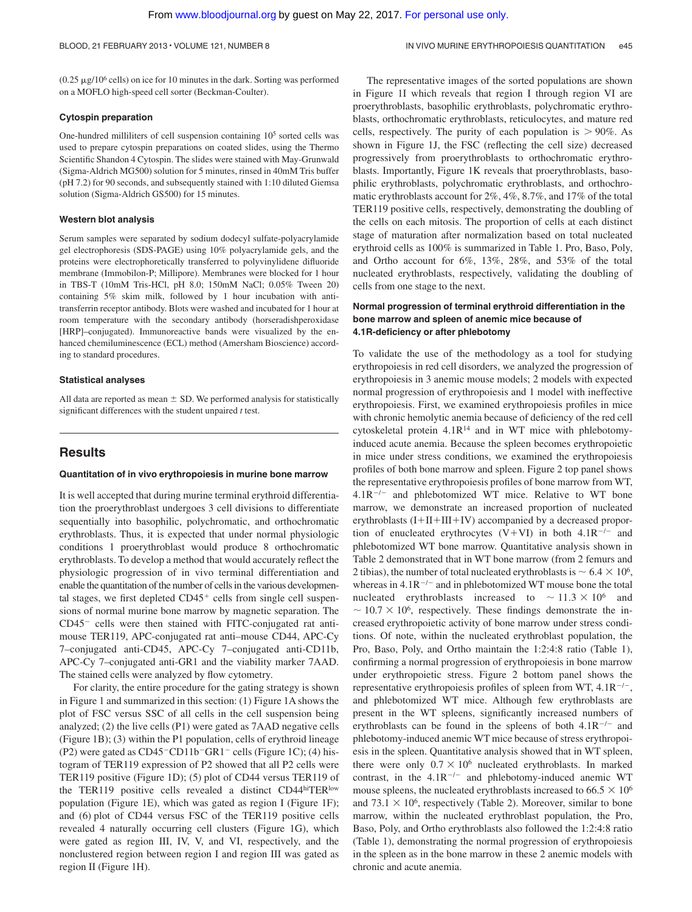(0.25 μg/$10^6$ cells) on ice for 10 minutes in the dark. Sorting was performed on a MOFLO high-speed cell sorter (Beckman-Coulter).

### Cytospin preparation

One-hundred milliliters of cell suspension containing $10^5$ sorted cells was used to prepare cytospin preparations on coated slides, using the Thermo Scientific Shandon 4 Cytospin. The slides were stained with May-Grunwald (Sigma-Aldrich MG500) solution for 5 minutes, rinsed in 40mM Tris buffer (pH 7.2) for 90 seconds, and subsequently stained with 1:10 diluted Giemsa solution (Sigma-Aldrich GS500) for 15 minutes.

### Western blot analysis

Serum samples were separated by sodium dodecyl sulfate-polyacrylamide gel electrophoresis (SDS-PAGE) using 10% polyacrylamide gels, and the proteins were electrophoretically transferred to polyvinylidene difluoride membrane (Immobilon-P; Millipore). Membranes were blocked for 1 hour in TBS-T (10mM Tris-HCl, pH 8.0; 150mM NaCl; 0.05% Tween 20) containing 5% skim milk, followed by 1 hour incubation with anti-transferrin receptor antibody. Blots were washed and incubated for 1 hour at room temperature with the secondary antibody (horseradishperoxidase [HRP]–conjugated). Immunoreactive bands were visualized by the enhanced chemiluminescence (ECL) method (Amersham Bioscience) according to standard procedures.

### Statistical analyses

All data are reported as mean ± SD. We performed analysis for statistically significant differences with the student unpaired *t* test.

## Results

### Quantitation of in vivo erythropoiesis in murine bone marrow

It is well accepted that during murine terminal erythroid differentiation the proerythroblast undergoes 3 cell divisions to differentiate sequentially into basophilic, polychromatic, and orthochromatic erythroblasts. Thus, it is expected that under normal physiologic conditions 1 proerythroblast would produce 8 orthochromatic erythroblasts. To develop a method that would accurately reflect the physiologic progression of in vivo terminal differentiation and enable the quantitation of the number of cells in the various developmental stages, we first depleted $CD45^+$ cells from single cell suspensions of normal murine bone marrow by magnetic separation. The $CD45^-$ cells were then stained with FITC-conjugated rat anti-mouse TER119, APC-conjugated rat anti–mouse CD44, APC-Cy 7–conjugated anti-CD45, APC-Cy 7–conjugated anti-CD11b, APC-Cy 7–conjugated anti-GR1 and the viability marker 7AAD. The stained cells were analyzed by flow cytometry.

For clarity, the entire procedure for the gating strategy is shown in Figure 1 and summarized in this section: (1) Figure 1A shows the plot of FSC versus SSC of all cells in the cell suspension being analyzed; (2) the live cells (P1) were gated as 7AAD negative cells (Figure 1B); (3) within the P1 population, cells of erythroid lineage (P2) were gated as $CD45^-CD11b^-GR1^-$ cells (Figure 1C); (4) histogram of TER119 expression of P2 showed that all P2 cells were TER119 positive (Figure 1D); (5) plot of CD44 versus TER119 of the TER119 positive cells revealed a distinct $CD44^{hi}TER^{low}$ population (Figure 1E), which was gated as region I (Figure 1F); and (6) plot of CD44 versus FSC of the TER119 positive cells revealed 4 naturally occurring cell clusters (Figure 1G), which were gated as region III, IV, V, and VI, respectively, and the nonclustered region between region I and region III was gated as region II (Figure 1H).

The representative images of the sorted populations are shown in Figure 1I which reveals that region I through region VI are proerythroblasts, basophilic erythroblasts, polychromatic erythroblasts, orthochromatic erythroblasts, reticulocytes, and mature red cells, respectively. The purity of each population is > 90%. As shown in Figure 1J, the FSC (reflecting the cell size) decreased progressively from proerythroblasts to orthochromatic erythroblasts. Importantly, Figure 1K reveals that proerythroblasts, basophilic erythroblasts, polychromatic erythroblasts, and orthochromatic erythroblasts account for 2%, 4%, 8.7%, and 17% of the total TER119 positive cells, respectively, demonstrating the doubling of the cells on each mitosis. The proportion of cells at each distinct stage of maturation after normalization based on total nucleated erythroid cells as 100% is summarized in Table 1. Pro, Baso, Poly, and Ortho account for 6%, 13%, 28%, and 53% of the total nucleated erythroblasts, respectively, validating the doubling of cells from one stage to the next.

### Normal progression of terminal erythroid differentiation in the bone marrow and spleen of anemic mice because of 4.1R-deficiency or after phlebotomy

To validate the use of the methodology as a tool for studying erythropoiesis in red cell disorders, we analyzed the progression of erythropoiesis in 3 anemic mouse models; 2 models with expected normal progression of erythropoiesis and 1 model with ineffective erythropoiesis. First, we examined erythropoiesis profiles in mice with chronic hemolytic anemia because of deficiency of the red cell cytoskeletal protein 4.1R[14] and in WT mice with phlebotomy-induced acute anemia. Because the spleen becomes erythropoietic in mice under stress conditions, we examined the erythropoiesis profiles of both bone marrow and spleen. Figure 2 top panel shows the representative erythropoiesis profiles of bone marrow from WT, $4.1R^{-/-}$ and phlebotomized WT mice. Relative to WT bone marrow, we demonstrate an increased proportion of nucleated erythroblasts (I+II+III+IV) accompanied by a decreased proportion of enucleated erythrocytes (V+VI) in both $4.1R^{-/-}$ and phlebotomized WT bone marrow. Quantitative analysis shown in Table 2 demonstrated that in WT bone marrow (from 2 femurs and 2 tibias), the number of total nucleated erythroblasts is $\sim 6.4 \times 10^6$, whereas in $4.1R^{-/-}$ and in phlebotomized WT mouse bone the total nucleated erythroblasts increased to $\sim 11.3 \times 10^6$ and $\sim 10.7 \times 10^6$, respectively. These findings demonstrate the increased erythropoietic activity of bone marrow under stress conditions. Of note, within the nucleated erythroblast population, the Pro, Baso, Poly, and Ortho maintain the 1:2:4:8 ratio (Table 1), confirming a normal progression of erythropoiesis in bone marrow under erythropoietic stress. Figure 2 bottom panel shows the representative erythropoiesis profiles of spleen from WT, $4.1R^{-/-}$, and phlebotomized WT mice. Although few erythroblasts are present in the WT spleens, significantly increased numbers of erythroblasts can be found in the spleens of both $4.1R^{-/-}$ and phlebotomy-induced anemic WT mice because of stress erythropoiesis in the spleen. Quantitative analysis showed that in WT spleen, there were only $0.7 \times 10^6$ nucleated erythroblasts. In marked contrast, in the $4.1R^{-/-}$ and phlebotomy-induced anemic WT mouse spleens, the nucleated erythroblasts increased to $66.5 \times 10^6$ and $73.1 \times 10^6$, respectively (Table 2). Moreover, similar to bone marrow, within the nucleated erythroblast population, the Pro, Baso, Poly, and Ortho erythroblasts also followed the 1:2:4:8 ratio (Table 1), demonstrating the normal progression of erythropoiesis in the spleen as in the bone marrow in these 2 anemic models with chronic and acute anemia.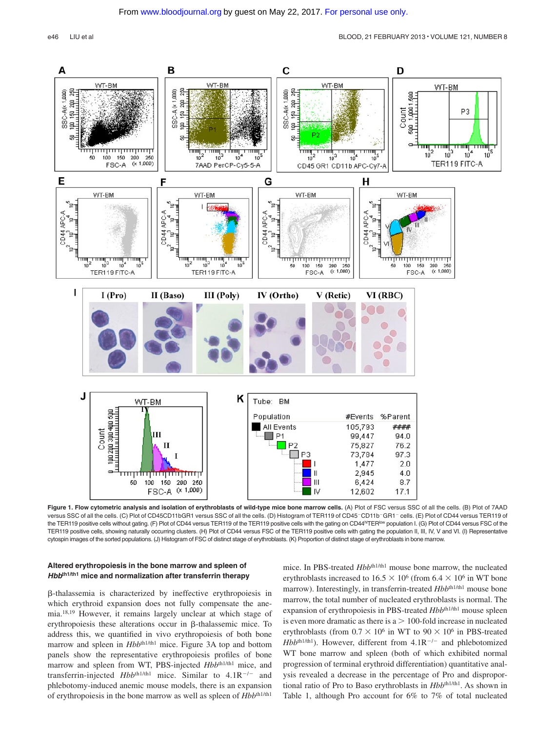**Figure 1. Flow cytometric analysis and isolation of erythroblasts of wild-type mice bone marrow cells.** (A) Plot of FSC versus SSC of all the cells. (B) Plot of 7AAD versus SSC of all the cells. (C) Plot of CD45CD11bGR1 versus SSC of all the cells. (D) Histogram of TER119 of CD45$^-$CD11b$^-$GR1$^-$ cells. (E) Plot of CD44 versus TER119 of the TER119 positive cells without gating. (F) Plot of CD44 versus TER119 of the TER119 positive cells with the gating on CD44$^{hi}$TER$^{low}$ population I. (G) Plot of CD44 versus FSC of the TER119 positive cells, showing naturally occurring clusters. (H) Plot of CD44 versus FSC of the TER119 positive cells with gating the population II, III, IV, V and VI. (I) Representative cytospin images of the sorted populations. (J) Histogram of FSC of distinct stage of erythroblasts. (K) Proportion of distinct stage of erythroblasts in bone marrow.

### Altered erythropoiesis in the bone marrow and spleen of *Hbb*$^{th1/th1}$ mice and normalization after transferrin therapy

β-thalassemia is characterized by ineffective erythropoiesis in which erythroid expansion does not fully compensate the anemia.[18,19] However, it remains largely unclear at which stage of erythropoiesis these alterations occur in β-thalassemic mice. To address this, we quantified in vivo erythropoiesis of both bone marrow and spleen in *Hbb*$^{th1/th1}$ mice. Figure 3A top and bottom panels show the representative erythropoiesis profiles of bone marrow and spleen from WT, PBS-injected *Hbb*$^{th1/th1}$ mice, and transferrin-injected *Hbb*$^{th1/th1}$ mice. Similar to 4.1R$^{-/-}$ and phlebotomy-induced anemic mouse models, there is an expansion of erythropoiesis in the bone marrow as well as spleen of *Hbb*$^{th1/th1}$ mice. In PBS-treated *Hbb*$^{th1/th1}$ mouse bone marrow, the nucleated erythroblasts increased to $16.5 \times 10^6$ (from $6.4 \times 10^6$ in WT bone marrow). Interestingly, in transferrin-treated *Hbb*$^{th1/th1}$ mouse bone marrow, the total number of nucleated erythroblasts is normal. The expansion of erythropoiesis in PBS-treated *Hbb*$^{th1/th1}$ mouse spleen is even more dramatic as there is a > 100-fold increase in nucleated erythroblasts (from $0.7 \times 10^6$ in WT to $90 \times 10^6$ in PBS-treated *Hbb*$^{th1/th1}$). However, different from 4.1R$^{-/-}$ and phlebotomized WT bone marrow and spleen (both of which exhibited normal progression of terminal erythroid differentiation) quantitative analysis revealed a decrease in the percentage of Pro and disproportional ratio of Pro to Baso erythroblasts in *Hbb*$^{th1/th1}$. As shown in Table 1, although Pro account for 6% to 7% of total nucleated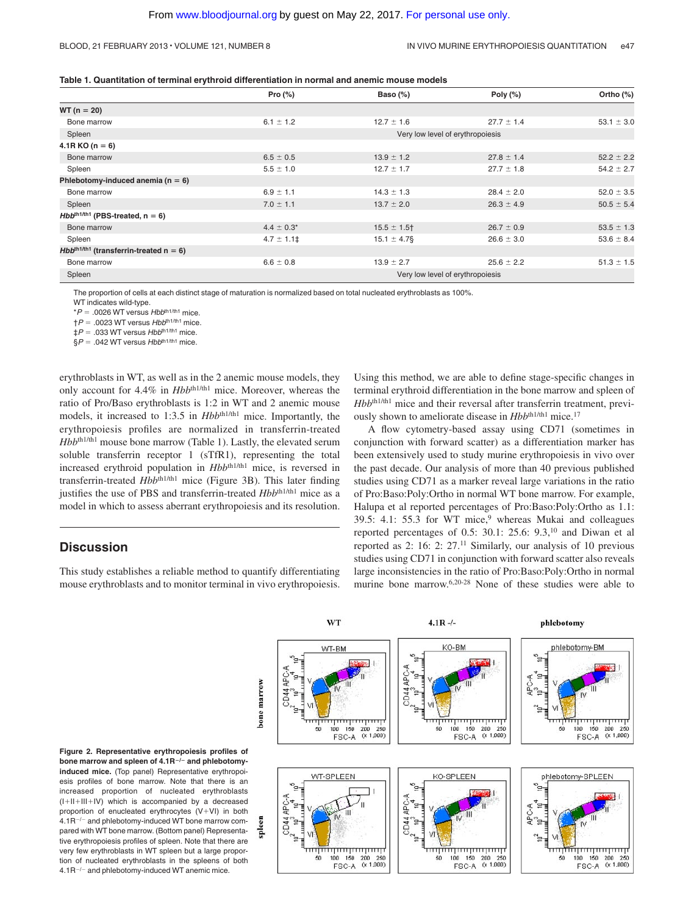**Table 1. Quantitation of terminal erythroid differentiation in normal and anemic mouse models**

| | Pro (%) | Baso (%) | Poly (%) | Ortho (%) |
|---|---|---|---|---|
| **WT (n = 20)** | | | | |
| Bone marrow | 6.1 ± 1.2 | 12.7 ± 1.6 | 27.7 ± 1.4 | 53.1 ± 3.0 |
| Spleen | Very low level of erythropoiesis | | | |
| **4.1R KO (n = 6)** | | | | |
| Bone marrow | 6.5 ± 0.5 | 13.9 ± 1.2 | 27.8 ± 1.4 | 52.2 ± 2.2 |
| Spleen | 5.5 ± 1.0 | 12.7 ± 1.7 | 27.7 ± 1.8 | 54.2 ± 2.7 |
| **Phlebotomy-induced anemia (n = 6)** | | | | |
| Bone marrow | 6.9 ± 1.1 | 14.3 ± 1.3 | 28.4 ± 2.0 | 52.0 ± 3.5 |
| Spleen | 7.0 ± 1.1 | 13.7 ± 2.0 | 26.3 ± 4.9 | 50.5 ± 5.4 |
| ***Hbb*$^{th1/th1}$ (PBS-treated, n = 6)** | | | | |
| Bone marrow | 4.4 ± 0.3* | 15.5 ± 1.5† | 26.7 ± 0.9 | 53.5 ± 1.3 |
| Spleen | 4.7 ± 1.1‡ | 15.1 ± 4.7§ | 26.6 ± 3.0 | 53.6 ± 8.4 |
| ***Hbb*$^{th1/th1}$ (transferrin-treated n = 6)** | | | | |
| Bone marrow | 6.6 ± 0.8 | 13.9 ± 2.7 | 25.6 ± 2.2 | 51.3 ± 1.5 |
| Spleen | Very low level of erythropoiesis | | | |

The proportion of cells at each distinct stage of maturation is normalized based on total nucleated erythroblasts as 100%.

WT indicates wild-type.

*$P$ = .0026 WT versus *Hbb*$^{th1/th1}$ mice.

†$P$ = .0023 WT versus *Hbb*$^{th1/th1}$ mice.

‡$P$ = .033 WT versus *Hbb*$^{th1/th1}$ mice.

§$P$ = .042 WT versus *Hbb*$^{th1/th1}$ mice.

erythroblasts in WT, as well as in the 2 anemic mouse models, they only account for 4.4% in *Hbb*$^{th1/th1}$ mice. Moreover, whereas the ratio of Pro/Baso erythroblasts is 1:2 in WT and 2 anemic mouse models, it increased to 1:3.5 in *Hbb*$^{th1/th1}$ mice. Importantly, the erythropoiesis profiles are normalized in transferrin-treated *Hbb*$^{th1/th1}$ mouse bone marrow (Table 1). Lastly, the elevated serum soluble transferrin receptor 1 (sTfR1), representing the total increased erythroid population in *Hbb*$^{th1/th1}$ mice, is reversed in transferrin-treated *Hbb*$^{th1/th1}$ mice (Figure 3B). This later finding justifies the use of PBS and transferrin-treated *Hbb*$^{th1/th1}$ mice as a model in which to assess aberrant erythropoiesis and its resolution.

## Discussion

This study establishes a reliable method to quantify differentiating mouse erythroblasts and to monitor terminal in vivo erythropoiesis. Using this method, we are able to define stage-specific changes in terminal erythroid differentiation in the bone marrow and spleen of *Hbb*$^{th1/th1}$ mice and their reversal after transferrin treatment, previously shown to ameliorate disease in *Hbb*$^{th1/th1}$ mice.[17]

A flow cytometry-based assay using CD71 (sometimes in conjunction with forward scatter) as a differentiation marker has been extensively used to study murine erythropoiesis in vivo over the past decade. Our analysis of more than 40 previous published studies using CD71 as a marker reveal large variations in the ratio of Pro:Baso:Poly:Ortho in normal WT bone marrow. For example, Halupa et al reported percentages of Pro:Baso:Poly:Ortho as 1.1: 39.5: 4.1: 55.3 for WT mice,[9] whereas Mukai and colleagues reported percentages of 0.5: 30.1: 25.6: 9.3,[10] and Diwan et al reported as 2: 16: 2: 27.[11] Similarly, our analysis of 10 previous studies using CD71 in conjunction with forward scatter also reveals large inconsistencies in the ratio of Pro:Baso:Poly:Ortho in normal murine bone marrow.[6,20-28] None of these studies were able to

**Figure 2. Representative erythropoiesis profiles of bone marrow and spleen of 4.1R$^{-/-}$ and phlebotomy-induced mice.** (Top panel) Representative erythropoiesis profiles of bone marrow. Note that there is an increased proportion of nucleated erythroblasts (I+II+III+IV) which is accompanied by a decreased proportion of enucleated erythrocytes (V+VI) in both 4.1R$^{-/-}$ and phlebotomy-induced WT bone marrow compared with WT bone marrow. (Bottom panel) Representative erythropoiesis profiles of spleen. Note that there are very few erythroblasts in WT spleen but a large proportion of nucleated erythroblasts in the spleens of both 4.1R$^{-/-}$ and phlebotomy-induced WT anemic mice.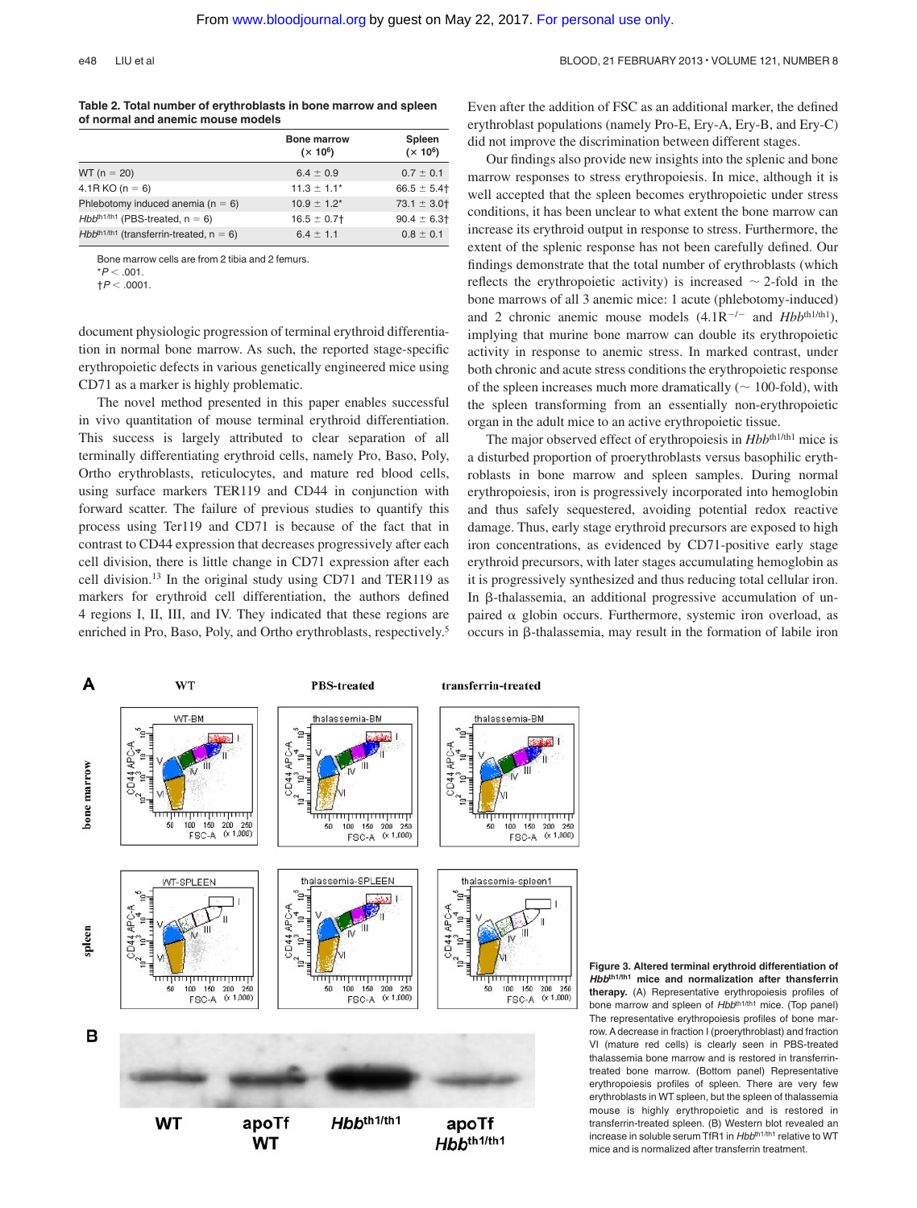Table 2. Total number of erythroblasts in bone marrow and spleen of normal and anemic mouse models

| | Bone marrow ($\times 10^6$) | Spleen ($\times 10^6$) |
|---|---|---|
| WT (n = 20) | 6.4 ± 0.9 | 0.7 ± 0.1 |
| 4.1R KO (n = 6) | 11.3 ± 1.1* | 66.5 ± 5.4† |
| Phlebotomy induced anemia (n = 6) | 10.9 ± 1.2* | 73.1 ± 3.0† |
| *Hbb*$^{th1/th1}$ (PBS-treated, n = 6) | 16.5 ± 0.7† | 90.4 ± 6.3† |
| *Hbb*$^{th1/th1}$ (transferrin-treated, n = 6) | 6.4 ± 1.1 | 0.8 ± 0.1 |

Bone marrow cells are from 2 tibia and 2 femurs.
*$P < .001$.
†$P < .0001$.

document physiologic progression of terminal erythroid differentiation in normal bone marrow. As such, the reported stage-specific erythropoietic defects in various genetically engineered mice using CD71 as a marker is highly problematic.

The novel method presented in this paper enables successful in vivo quantitation of mouse terminal erythroid differentiation. This success is largely attributed to clear separation of all terminally differentiating erythroid cells, namely Pro, Baso, Poly, Ortho erythroblasts, reticulocytes, and mature red blood cells, using surface markers TER119 and CD44 in conjunction with forward scatter. The failure of previous studies to quantify this process using Ter119 and CD71 is because of the fact that in contrast to CD44 expression that decreases progressively after each cell division, there is little change in CD71 expression after each cell division.[13] In the original study using CD71 and TER119 as markers for erythroid cell differentiation, the authors defined 4 regions I, II, III, and IV. They indicated that these regions are enriched in Pro, Baso, Poly, and Ortho erythroblasts, respectively.[5] Even after the addition of FSC as an additional marker, the defined erythroblast populations (namely Pro-E, Ery-A, Ery-B, and Ery-C) did not improve the discrimination between different stages.

Our findings also provide new insights into the splenic and bone marrow responses to stress erythropoiesis. In mice, although it is well accepted that the spleen becomes erythropoietic under stress conditions, it has been unclear to what extent the bone marrow can increase its erythroid output in response to stress. Furthermore, the extent of the splenic response has not been carefully defined. Our findings demonstrate that the total number of erythroblasts (which reflects the erythropoietic activity) is increased ~ 2-fold in the bone marrows of all 3 anemic mice: 1 acute (phlebotomy-induced) and 2 chronic anemic mouse models (4.1R$^{-/-}$ and *Hbb*$^{th1/th1}$), implying that murine bone marrow can double its erythropoietic activity in response to anemic stress. In marked contrast, under both chronic and acute stress conditions the erythropoietic response of the spleen increases much more dramatically (~ 100-fold), with the spleen transforming from an essentially non-erythropoietic organ in the adult mice to an active erythropoietic tissue.

The major observed effect of erythropoiesis in *Hbb*$^{th1/th1}$ mice is a disturbed proportion of proerythroblasts versus basophilic erythroblasts in bone marrow and spleen samples. During normal erythropoiesis, iron is progressively incorporated into hemoglobin and thus safely sequestered, avoiding potential redox reactive damage. Thus, early stage erythroid precursors are exposed to high iron concentrations, as evidenced by CD71-positive early stage erythroid precursors, with later stages accumulating hemoglobin as it is progressively synthesized and thus reducing total cellular iron. In β-thalassemia, an additional progressive accumulation of unpaired α globin occurs. Furthermore, systemic iron overload, as occurs in β-thalassemia, may result in the formation of labile iron

**Figure 3. Altered terminal erythroid differentiation of *Hbb*$^{th1/th1}$ mice and normalization after transferrin therapy.** (A) Representative erythropoiesis profiles of bone marrow and spleen of *Hbb*$^{th1/th1}$ mice. (Top panel) The representative erythropoiesis profiles of bone marrow. A decrease in fraction I (proerythroblast) and fraction VI (mature red cells) is clearly seen in PBS-treated thalassemia bone marrow and is restored in transferrin-treated bone marrow. (Bottom panel) Representative erythropoiesis profiles of spleen. There are very few erythroblasts in WT spleen, but the spleen of thalassemia mouse is highly erythropoietic and is restored in transferrin-treated spleen. (B) Western blot revealed an increase in soluble serum TfR1 in *Hbb*$^{th1/th1}$ relative to WT mice and is normalized after transferrin treatment.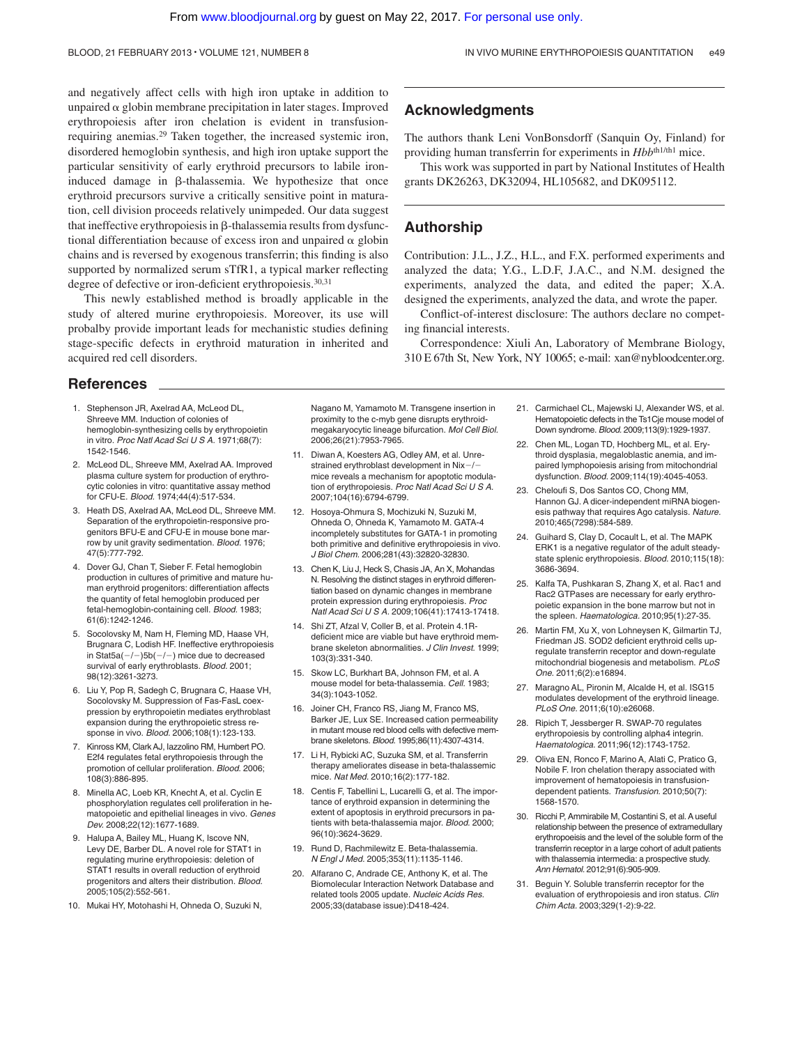and negatively affect cells with high iron uptake in addition to unpaired α globin membrane precipitation in later stages. Improved erythropoiesis after iron chelation is evident in transfusion-requiring anemias.[29] Taken together, the increased systemic iron, disordered hemoglobin synthesis, and high iron uptake support the particular sensitivity of early erythroid precursors to labile iron-induced damage in β-thalassemia. We hypothesize that once erythroid precursors survive a critically sensitive point in maturation, cell division proceeds relatively unimpeded. Our data suggest that ineffective erythropoiesis in β-thalassemia results from dysfunctional differentiation because of excess iron and unpaired α globin chains and is reversed by exogenous transferrin; this finding is also supported by normalized serum sTfR1, a typical marker reflecting degree of defective or iron-deficient erythropoiesis.[30,31]

This newly established method is broadly applicable in the study of altered murine erythropoiesis. Moreover, its use will probalby provide important leads for mechanistic studies defining stage-specific defects in erythroid maturation in inherited and acquired red cell disorders.

## Acknowledgments

The authors thank Leni VonBonsdorff (Sanquin Oy, Finland) for providing human transferrin for experiments in *Hbb*$^{th1/th1}$ mice.

This work was supported in part by National Institutes of Health grants DK26263, DK32094, HL105682, and DK095112.

## Authorship

Contribution: J.L., J.Z., H.L., and F.X. performed experiments and analyzed the data; Y.G., L.D.F, J.A.C., and N.M. designed the experiments, analyzed the data, and edited the paper; X.A. designed the experiments, analyzed the data, and wrote the paper.

Conflict-of-interest disclosure: The authors declare no competing financial interests.

Correspondence: Xiuli An, Laboratory of Membrane Biology, 310 E 67th St, New York, NY 10065; e-mail: xan@nybloodcenter.org.

## References

1. Stephenson JR, Axelrad AA, McLeod DL, Shreeve MM. Induction of colonies of hemoglobin-synthesizing cells by erythropoietin in vitro. *Proc Natl Acad Sci U S A.* 1971;68(7):1542-1546.
2. McLeod DL, Shreeve MM, Axelrad AA. Improved plasma culture system for production of erythrocytic colonies in vitro: quantitative assay method for CFU-E. *Blood.* 1974;44(4):517-534.
3. Heath DS, Axelrad AA, McLeod DL, Shreeve MM. Separation of the erythropoietin-responsive progenitors BFU-E and CFU-E in mouse bone marrow by unit gravity sedimentation. *Blood.* 1976;47(5):777-792.
4. Dover GJ, Chan T, Sieber F. Fetal hemoglobin production in cultures of primitive and mature human erythroid progenitors: differentiation affects the quantity of fetal hemoglobin produced per fetal-hemoglobin-containing cell. *Blood.* 1983;61(6):1242-1246.
5. Socolovsky M, Nam H, Fleming MD, Haase VH, Brugnara C, Lodish HF. Ineffective erythropoiesis in Stat5a(−/−)5b(−/−) mice due to decreased survival of early erythroblasts. *Blood.* 2001;98(12):3261-3273.
6. Liu Y, Pop R, Sadegh C, Brugnara C, Haase VH, Socolovsky M. Suppression of Fas-FasL coexpression by erythropoietin mediates erythroblast expansion during the erythropoietic stress response in vivo. *Blood.* 2006;108(1):123-133.
7. Kinross KM, Clark AJ, Iazzolino RM, Humbert PO. E2f4 regulates fetal erythropoiesis through the promotion of cellular proliferation. *Blood.* 2006;108(3):886-895.
8. Minella AC, Loeb KR, Knecht A, et al. Cyclin E phosphorylation regulates cell proliferation in hematopoietic and epithelial lineages in vivo. *Genes Dev.* 2008;22(12):1677-1689.
9. Halupa A, Bailey ML, Huang K, Iscove NN, Levy DE, Barber DL. A novel role for STAT1 in regulating murine erythropoiesis: deletion of STAT1 results in overall reduction of erythroid progenitors and alters their distribution. *Blood.* 2005;105(2):552-561.
10. Mukai HY, Motohashi H, Ohneda O, Suzuki N, Nagano M, Yamamoto M. Transgene insertion in proximity to the c-myb gene disrupts erythroid-megakaryocytic lineage bifurcation. *Mol Cell Biol.* 2006;26(21):7953-7965.
11. Diwan A, Koesters AG, Odley AM, et al. Unrestrained erythroblast development in Nix−/− mice reveals a mechanism for apoptotic modulation of erythropoiesis. *Proc Natl Acad Sci U S A.* 2007;104(16):6794-6799.
12. Hosoya-Ohmura S, Mochizuki N, Suzuki M, Ohneda O, Ohneda K, Yamamoto M. GATA-4 incompletely substitutes for GATA-1 in promoting both primitive and definitive erythropoiesis in vivo. *J Biol Chem.* 2006;281(43):32820-32830.
13. Chen K, Liu J, Heck S, Chasis JA, An X, Mohandas N. Resolving the distinct stages in erythroid differentiation based on dynamic changes in membrane protein expression during erythropoiesis. *Proc Natl Acad Sci U S A.* 2009;106(41):17413-17418.
14. Shi ZT, Afzal V, Coller B, et al. Protein 4.1R-deficient mice are viable but have erythroid membrane skeleton abnormalities. *J Clin Invest.* 1999;103(3):331-340.
15. Skow LC, Burkhart BA, Johnson FM, et al. A mouse model for beta-thalassemia. *Cell.* 1983;34(3):1043-1052.
16. Joiner CH, Franco RS, Jiang M, Franco MS, Barker JE, Lux SE. Increased cation permeability in mutant mouse red blood cells with defective membrane skeletons. *Blood.* 1995;86(11):4307-4314.
17. Li H, Rybicki AC, Suzuka SM, et al. Transferrin therapy ameliorates disease in beta-thalassemic mice. *Nat Med.* 2010;16(2):177-182.
18. Centis F, Tabellini L, Lucarelli G, et al. The importance of erythroid expansion in determining the extent of apoptosis in erythroid precursors in patients with beta-thalassemia major. *Blood.* 2000;96(10):3624-3629.
19. Rund D, Rachmilewitz E. Beta-thalassemia. *N Engl J Med.* 2005;353(11):1135-1146.
20. Alfarano C, Andrade CE, Anthony K, et al. The Biomolecular Interaction Network Database and related tools 2005 update. *Nucleic Acids Res.* 2005;33(database issue):D418-424.
21. Carmichael CL, Majewski IJ, Alexander WS, et al. Hematopoietic defects in the Ts1Cje mouse model of Down syndrome. *Blood.* 2009;113(9):1929-1937.
22. Chen ML, Logan TD, Hochberg ML, et al. Erythroid dysplasia, megaloblastic anemia, and impaired lymphopoiesis arising from mitochondrial dysfunction. *Blood.* 2009;114(19):4045-4053.
23. Cheloufi S, Dos Santos CO, Chong MM, Hannon GJ. A dicer-independent miRNA biogenesis pathway that requires Ago catalysis. *Nature.* 2010;465(7298):584-589.
24. Guihard S, Clay D, Cocault L, et al. The MAPK ERK1 is a negative regulator of the adult steady-state splenic erythropoiesis. *Blood.* 2010;115(18):3686-3694.
25. Kalfa TA, Pushkaran S, Zhang X, et al. Rac1 and Rac2 GTPases are necessary for early erythropoietic expansion in the bone marrow but not in the spleen. *Haematologica.* 2010;95(1):27-35.
26. Martin FM, Xu X, von Lohneysen K, Gilmartin TJ, Friedman JS. SOD2 deficient erythroid cells up-regulate transferrin receptor and down-regulate mitochondrial biogenesis and metabolism. *PLoS One.* 2011;6(2):e16894.
27. Maragno AL, Pironin M, Alcalde H, et al. ISG15 modulates development of the erythroid lineage. *PLoS One.* 2011;6(10):e26068.
28. Ripich T, Jessberger R. SWAP-70 regulates erythropoiesis by controlling alpha4 integrin. *Haematologica.* 2011;96(12):1743-1752.
29. Oliva EN, Ronco F, Marino A, Alati C, Pratico G, Nobile F. Iron chelation therapy associated with improvement of hematopoiesis in transfusion-dependent patients. *Transfusion.* 2010;50(7):1568-1570.
30. Ricchi P, Ammirabile M, Costantini S, et al. A useful relationship between the presence of extramedullary erythropoeisis and the level of the soluble form of the transferrin receptor in a large cohort of adult patients with thalassemia intermedia: a prospective study. *Ann Hematol.* 2012;91(6):905-909.
31. Beguin Y. Soluble transferrin receptor for the evaluation of erythropoiesis and iron status. *Clin Chim Acta.* 2003;329(1-2):9-22.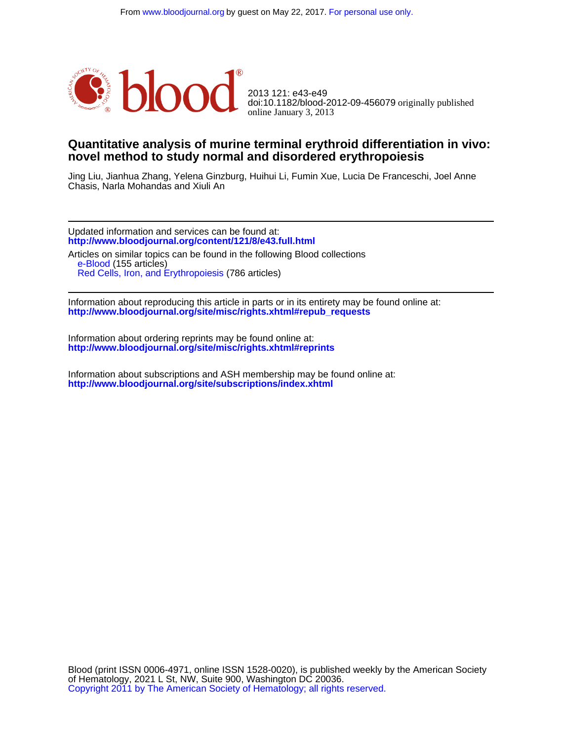2013 121: e43-e49
doi:10.1182/blood-2012-09-456079 originally published online January 3, 2013

# Quantitative analysis of murine terminal erythroid differentiation in vivo: novel method to study normal and disordered erythropoiesis

Jing Liu, Jianhua Zhang, Yelena Ginzburg, Huihui Li, Fumin Xue, Lucia De Franceschi, Joel Anne Chasis, Narla Mohandas and Xiuli An

---

Updated information and services can be found at:
**http://www.bloodjournal.org/content/121/8/e43.full.html**

Articles on similar topics can be found in the following Blood collections
- e-Blood (155 articles)
- Red Cells, Iron, and Erythropoiesis (786 articles)

---

Information about reproducing this article in parts or in its entirety may be found online at:
**http://www.bloodjournal.org/site/misc/rights.xhtml#repub_requests**

Information about ordering reprints may be found online at:
**http://www.bloodjournal.org/site/misc/rights.xhtml#reprints**

Information about subscriptions and ASH membership may be found online at:
**http://www.bloodjournal.org/site/subscriptions/index.xhtml**

Blood (print ISSN 0006-4971, online ISSN 1528-0020), is published weekly by the American Society of Hematology, 2021 L St, NW, Suite 900, Washington DC 20036.
Copyright 2011 by The American Society of Hematology; all rights reserved.